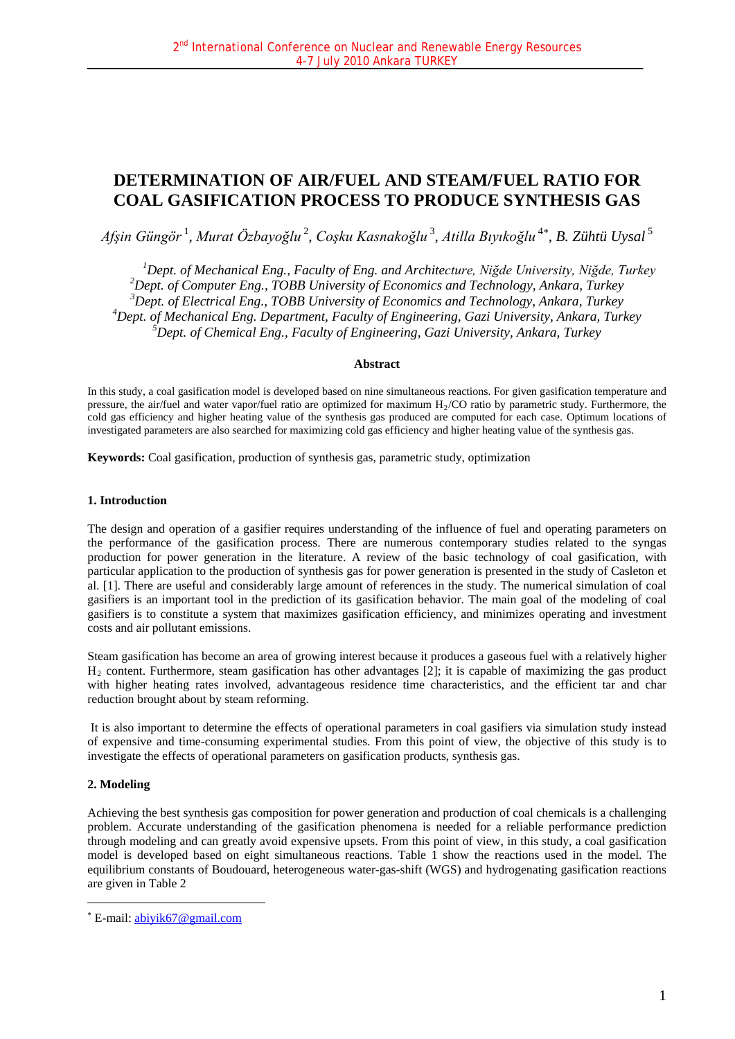# DETERMINATION OF AIR/FUEL AND STEAM/FUEL RATIO FOR COAL GASIFICATION PROCESS TO PRODUCE SYNTHESIS GAS

*Afşin Güngör* [1], *Murat Özbayoğlu* [2], *Coşku Kasnakoğlu* [3], *Atilla Bıyıkoğlu* [4*], *B. Zühtü Uysal* [5]

[1] *Dept. of Mechanical Eng., Faculty of Eng. and Architecture, Niğde University, Niğde, Turkey*
[2] *Dept. of Computer Eng., TOBB University of Economics and Technology, Ankara, Turkey*
[3] *Dept. of Electrical Eng., TOBB University of Economics and Technology, Ankara, Turkey*
[4] *Dept. of Mechanical Eng. Department, Faculty of Engineering, Gazi University, Ankara, Turkey*
[5] *Dept. of Chemical Eng., Faculty of Engineering, Gazi University, Ankara, Turkey*

**Abstract**

In this study, a coal gasification model is developed based on nine simultaneous reactions. For given gasification temperature and pressure, the air/fuel and water vapor/fuel ratio are optimized for maximum $H_2$/CO ratio by parametric study. Furthermore, the cold gas efficiency and higher heating value of the synthesis gas produced are computed for each case. Optimum locations of investigated parameters are also searched for maximizing cold gas efficiency and higher heating value of the synthesis gas.

**Keywords:** Coal gasification, production of synthesis gas, parametric study, optimization

## 1. Introduction

The design and operation of a gasifier requires understanding of the influence of fuel and operating parameters on the performance of the gasification process. There are numerous contemporary studies related to the syngas production for power generation in the literature. A review of the basic technology of coal gasification, with particular application to the production of synthesis gas for power generation is presented in the study of Casleton et al. [1]. There are useful and considerably large amount of references in the study. The numerical simulation of coal gasifiers is an important tool in the prediction of its gasification behavior. The main goal of the modeling of coal gasifiers is to constitute a system that maximizes gasification efficiency, and minimizes operating and investment costs and air pollutant emissions.

Steam gasification has become an area of growing interest because it produces a gaseous fuel with a relatively higher $H_2$ content. Furthermore, steam gasification has other advantages [2]; it is capable of maximizing the gas product with higher heating rates involved, advantageous residence time characteristics, and the efficient tar and char reduction brought about by steam reforming.

It is also important to determine the effects of operational parameters in coal gasifiers via simulation study instead of expensive and time-consuming experimental studies. From this point of view, the objective of this study is to investigate the effects of operational parameters on gasification products, synthesis gas.

## 2. Modeling

Achieving the best synthesis gas composition for power generation and production of coal chemicals is a challenging problem. Accurate understanding of the gasification phenomena is needed for a reliable performance prediction through modeling and can greatly avoid expensive upsets. From this point of view, in this study, a coal gasification model is developed based on eight simultaneous reactions. Table 1 show the reactions used in the model. The equilibrium constants of Boudouard, heterogeneous water-gas-shift (WGS) and hydrogenating gasification reactions are given in Table 2

[*] E-mail: abiyik67@gmail.com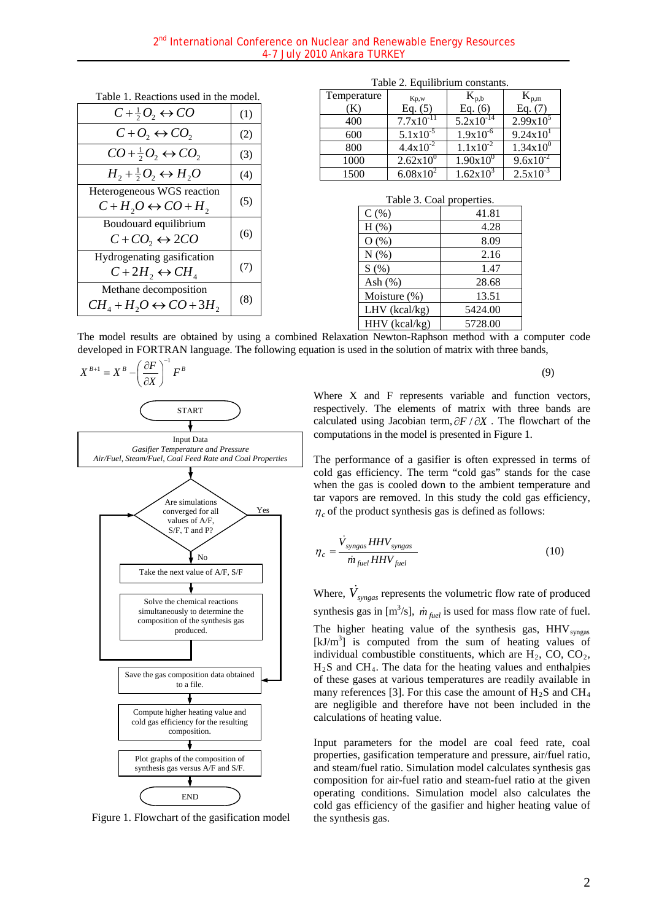Table 1. Reactions used in the model.

| Reaction | No. |
|---|---|
| $C + \frac{1}{2}O_2 \leftrightarrow CO$ | (1) |
| $C + O_2 \leftrightarrow CO_2$ | (2) |
| $CO + \frac{1}{2}O_2 \leftrightarrow CO_2$ | (3) |
| $H_2 + \frac{1}{2}O_2 \leftrightarrow H_2O$ | (4) |
| Heterogeneous WGS reaction $C + H_2O \leftrightarrow CO + H_2$ | (5) |
| Boudouard equilibrium $C + CO_2 \leftrightarrow 2CO$ | (6) |
| Hydrogenating gasification $C + 2H_2 \leftrightarrow CH_4$ | (7) |
| Methane decomposition $CH_4 + H_2O \leftrightarrow CO + 3H_2$ | (8) |

Table 2. Equilibrium constants.

| Temperature (K) | $K_{p,w}$ Eq. (5) | $K_{p,b}$ Eq. (6) | $K_{p,m}$ Eq. (7) |
|---|---|---|---|
| 400 | $7.7\text{x}10^{-11}$ | $5.2\text{x}10^{-14}$ | $2.99\text{x}10^{5}$ |
| 600 | $5.1\text{x}10^{-5}$ | $1.9\text{x}10^{-6}$ | $9.24\text{x}10^{1}$ |
| 800 | $4.4\text{x}10^{-2}$ | $1.1\text{x}10^{-2}$ | $1.34\text{x}10^{0}$ |
| 1000 | $2.62\text{x}10^{0}$ | $1.90\text{x}10^{0}$ | $9.6\text{x}10^{-2}$ |
| 1500 | $6.08\text{x}10^{2}$ | $1.62\text{x}10^{3}$ | $2.5\text{x}10^{-3}$ |

Table 3. Coal properties.

| Property | Value |
|---|---|
| C (%) | 41.81 |
| H (%) | 4.28 |
| O (%) | 8.09 |
| N (%) | 2.16 |
| S (%) | 1.47 |
| Ash (%) | 28.68 |
| Moisture (%) | 13.51 |
| LHV (kcal/kg) | 5424.00 |
| HHV (kcal/kg) | 5728.00 |

The model results are obtained by using a combined Relaxation Newton-Raphson method with a computer code developed in FORTRAN language. The following equation is used in the solution of matrix with three bands,

$$X^{B+1} = X^{B} - \left(\frac{\partial F}{\partial X}\right)^{-1} F^{B} \tag{9}$$

Where X and F represents variable and function vectors, respectively. The elements of matrix with three bands are calculated using Jacobian term, $\partial F / \partial X$ . The flowchart of the computations in the model is presented in Figure 1.

START → Input Data (*Gasifier Temperature and Pressure; Air/Fuel, Steam/Fuel, Coal Feed Rate and Coal Properties*) → Are simulations converged for all values of A/F, S/F, T and P? (No → Take the next value of A/F, S/F → Solve the chemical reactions simultaneously to determine the composition of the synthesis gas produced. → Save the gas composition data obtained to a file. → back to decision; Yes → Save the gas composition data obtained to a file.) → Compute higher heating value and cold gas efficiency for the resulting composition. → Plot graphs of the composition of synthesis gas versus A/F and S/F. → END

Figure 1. Flowchart of the gasification model

The performance of a gasifier is often expressed in terms of cold gas efficiency. The term "cold gas" stands for the case when the gas is cooled down to the ambient temperature and tar vapors are removed. In this study the cold gas efficiency, $\eta_c$ of the product synthesis gas is defined as follows:

$$\eta_c = \frac{\dot{V}_{syngas} HHV_{syngas}}{\dot{m}_{fuel} HHV_{fuel}} \tag{10}$$

Where, $\dot{V}_{syngas}$ represents the volumetric flow rate of produced synthesis gas in [m$^3$/s], $\dot{m}_{fuel}$ is used for mass flow rate of fuel. The higher heating value of the synthesis gas, $HHV_{syngas}$ [kJ/m$^3$] is computed from the sum of heating values of individual combustible constituents, which are $H_2$, CO, $CO_2$, $H_2S$ and $CH_4$. The data for the heating values and enthalpies of these gases at various temperatures are readily available in many references [3]. For this case the amount of $H_2S$ and $CH_4$ are negligible and therefore have not been included in the calculations of heating value.

Input parameters for the model are coal feed rate, coal properties, gasification temperature and pressure, air/fuel ratio, and steam/fuel ratio. Simulation model calculates synthesis gas composition for air-fuel ratio and steam-fuel ratio at the given operating conditions. Simulation model also calculates the cold gas efficiency of the gasifier and higher heating value of the synthesis gas.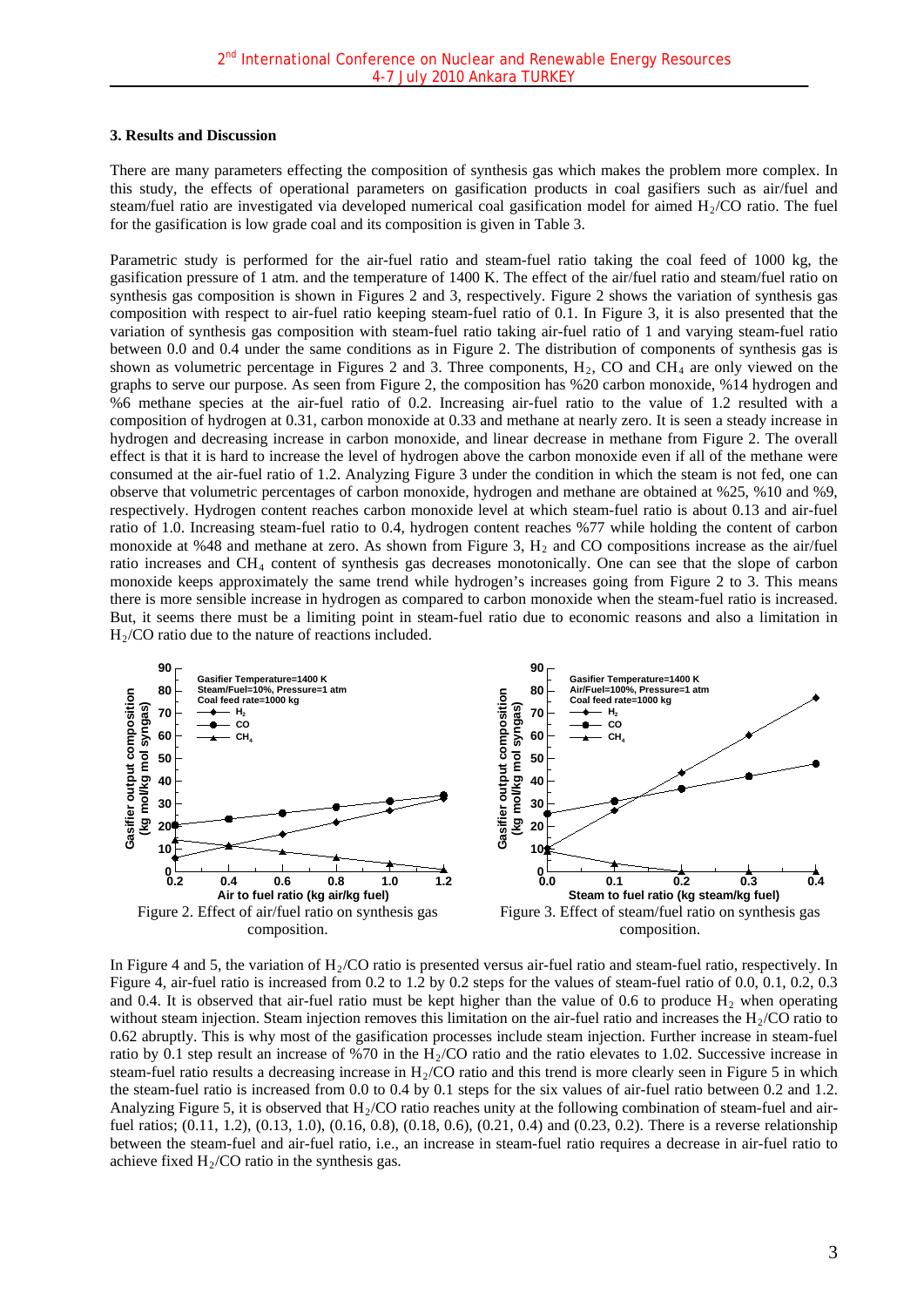### 3. Results and Discussion

There are many parameters effecting the composition of synthesis gas which makes the problem more complex. In this study, the effects of operational parameters on gasification products in coal gasifiers such as air/fuel and steam/fuel ratio are investigated via developed numerical coal gasification model for aimed $H_2$/CO ratio. The fuel for the gasification is low grade coal and its composition is given in Table 3.

Parametric study is performed for the air-fuel ratio and steam-fuel ratio taking the coal feed of 1000 kg, the gasification pressure of 1 atm. and the temperature of 1400 K. The effect of the air/fuel ratio and steam/fuel ratio on synthesis gas composition is shown in Figures 2 and 3, respectively. Figure 2 shows the variation of synthesis gas composition with respect to air-fuel ratio keeping steam-fuel ratio of 0.1. In Figure 3, it is also presented that the variation of synthesis gas composition with steam-fuel ratio taking air-fuel ratio of 1 and varying steam-fuel ratio between 0.0 and 0.4 under the same conditions as in Figure 2. The distribution of components of synthesis gas is shown as volumetric percentage in Figures 2 and 3. Three components, $H_2$, CO and $CH_4$ are only viewed on the graphs to serve our purpose. As seen from Figure 2, the composition has %20 carbon monoxide, %14 hydrogen and %6 methane species at the air-fuel ratio of 0.2. Increasing air-fuel ratio to the value of 1.2 resulted with a composition of hydrogen at 0.31, carbon monoxide at 0.33 and methane at nearly zero. It is seen a steady increase in hydrogen and decreasing increase in carbon monoxide, and linear decrease in methane from Figure 2. The overall effect is that it is hard to increase the level of hydrogen above the carbon monoxide even if all of the methane were consumed at the air-fuel ratio of 1.2. Analyzing Figure 3 under the condition in which the steam is not fed, one can observe that volumetric percentages of carbon monoxide, hydrogen and methane are obtained at %25, %10 and %9, respectively. Hydrogen content reaches carbon monoxide level at which steam-fuel ratio is about 0.13 and air-fuel ratio of 1.0. Increasing steam-fuel ratio to 0.4, hydrogen content reaches %77 while holding the content of carbon monoxide at %48 and methane at zero. As shown from Figure 3, $H_2$ and CO compositions increase as the air/fuel ratio increases and $CH_4$ content of synthesis gas decreases monotonically. One can see that the slope of carbon monoxide keeps approximately the same trend while hydrogen's increases going from Figure 2 to 3. This means there is more sensible increase in hydrogen as compared to carbon monoxide when the steam-fuel ratio is increased. But, it seems there must be a limiting point in steam-fuel ratio due to economic reasons and also a limitation in $H_2$/CO ratio due to the nature of reactions included.

Figure 2. Effect of air/fuel ratio on synthesis gas composition.

Figure 3. Effect of steam/fuel ratio on synthesis gas composition.

In Figure 4 and 5, the variation of $H_2$/CO ratio is presented versus air-fuel ratio and steam-fuel ratio, respectively. In Figure 4, air-fuel ratio is increased from 0.2 to 1.2 by 0.2 steps for the values of steam-fuel ratio of 0.0, 0.1, 0.2, 0.3 and 0.4. It is observed that air-fuel ratio must be kept higher than the value of 0.6 to produce $H_2$ when operating without steam injection. Steam injection removes this limitation on the air-fuel ratio and increases the $H_2$/CO ratio to 0.62 abruptly. This is why most of the gasification processes include steam injection. Further increase in steam-fuel ratio by 0.1 step result an increase of %70 in the $H_2$/CO ratio and the ratio elevates to 1.02. Successive increase in steam-fuel ratio results a decreasing increase in $H_2$/CO ratio and this trend is more clearly seen in Figure 5 in which the steam-fuel ratio is increased from 0.0 to 0.4 by 0.1 steps for the six values of air-fuel ratio between 0.2 and 1.2. Analyzing Figure 5, it is observed that $H_2$/CO ratio reaches unity at the following combination of steam-fuel and air-fuel ratios; (0.11, 1.2), (0.13, 1.0), (0.16, 0.8), (0.18, 0.6), (0.21, 0.4) and (0.23, 0.2). There is a reverse relationship between the steam-fuel and air-fuel ratio, i.e., an increase in steam-fuel ratio requires a decrease in air-fuel ratio to achieve fixed $H_2$/CO ratio in the synthesis gas.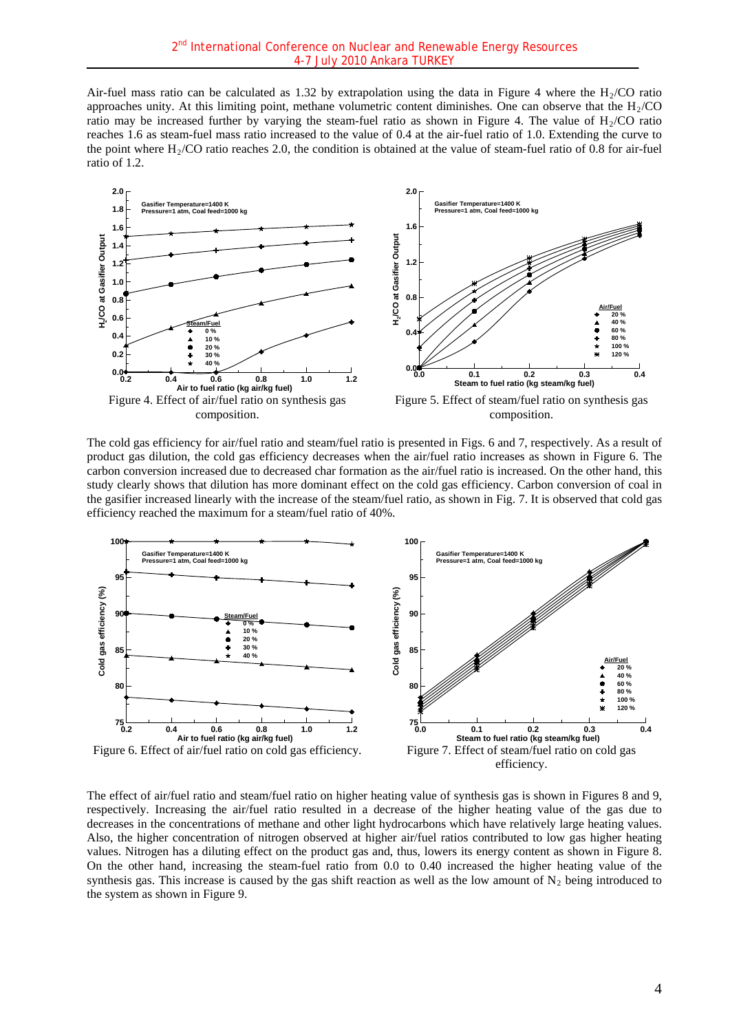Air-fuel mass ratio can be calculated as 1.32 by extrapolation using the data in Figure 4 where the $H_2/CO$ ratio approaches unity. At this limiting point, methane volumetric content diminishes. One can observe that the $H_2/CO$ ratio may be increased further by varying the steam-fuel ratio as shown in Figure 4. The value of $H_2/CO$ ratio reaches 1.6 as steam-fuel mass ratio increased to the value of 0.4 at the air-fuel ratio of 1.0. Extending the curve to the point where $H_2/CO$ ratio reaches 2.0, the condition is obtained at the value of steam-fuel ratio of 0.8 for air-fuel ratio of 1.2.

Figure 4. Effect of air/fuel ratio on synthesis gas composition.

Figure 5. Effect of steam/fuel ratio on synthesis gas composition.

The cold gas efficiency for air/fuel ratio and steam/fuel ratio is presented in Figs. 6 and 7, respectively. As a result of product gas dilution, the cold gas efficiency decreases when the air/fuel ratio increases as shown in Figure 6. The carbon conversion increased due to decreased char formation as the air/fuel ratio is increased. On the other hand, this study clearly shows that dilution has more dominant effect on the cold gas efficiency. Carbon conversion of coal in the gasifier increased linearly with the increase of the steam/fuel ratio, as shown in Fig. 7. It is observed that cold gas efficiency reached the maximum for a steam/fuel ratio of 40%.

Figure 6. Effect of air/fuel ratio on cold gas efficiency.

Figure 7. Effect of steam/fuel ratio on cold gas efficiency.

The effect of air/fuel ratio and steam/fuel ratio on higher heating value of synthesis gas is shown in Figures 8 and 9, respectively. Increasing the air/fuel ratio resulted in a decrease of the higher heating value of the gas due to decreases in the concentrations of methane and other light hydrocarbons which have relatively large heating values. Also, the higher concentration of nitrogen observed at higher air/fuel ratios contributed to low gas higher heating values. Nitrogen has a diluting effect on the product gas and, thus, lowers its energy content as shown in Figure 8. On the other hand, increasing the steam-fuel ratio from 0.0 to 0.40 increased the higher heating value of the synthesis gas. This increase is caused by the gas shift reaction as well as the low amount of $N_2$ being introduced to the system as shown in Figure 9.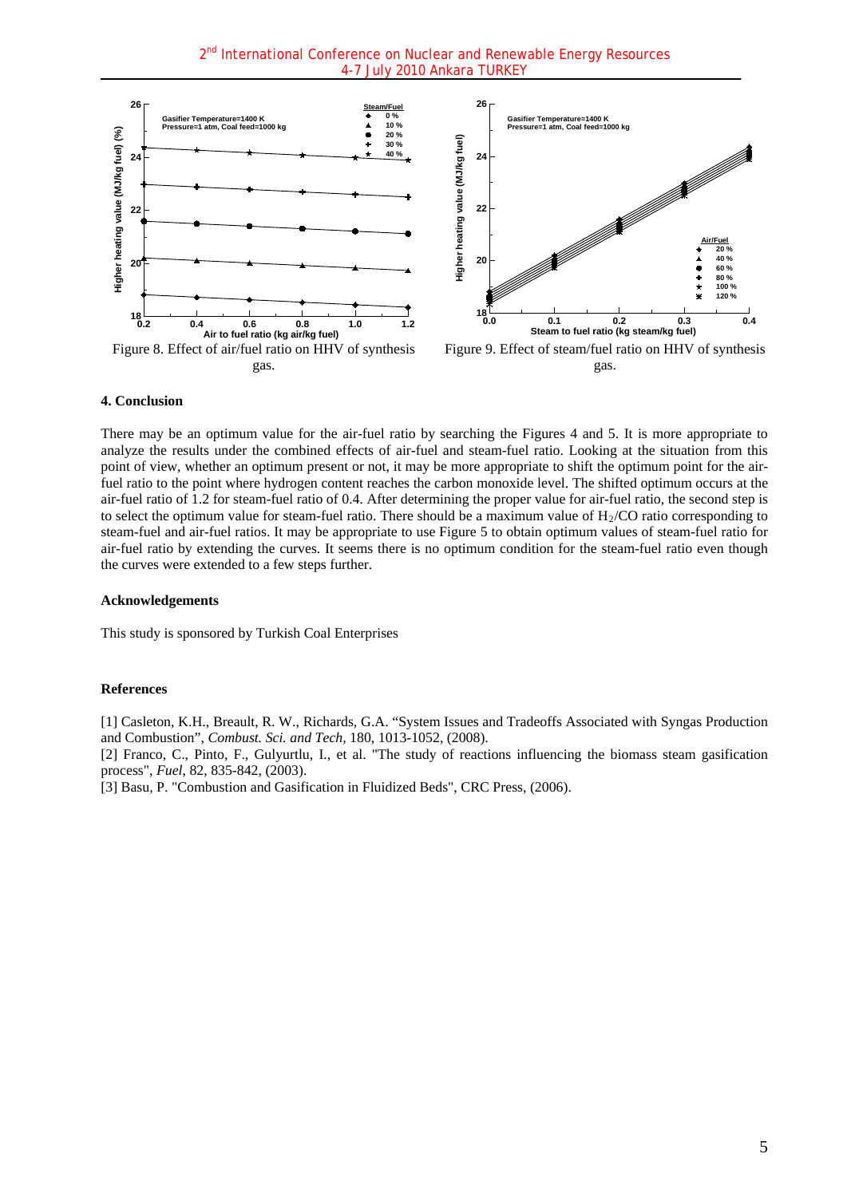Gasifier Temperature=1400 K
Pressure=1 atm, Coal feed=1000 kg

Steam/Fuel
0 %
10 %
20 %
30 %
40 %

Higher heating value (MJ/kg fuel) (%)

26
24
22
20
18

0.2
0.4
0.6
0.8
1.0
1.2

Air to fuel ratio (kg air/kg fuel)

Figure 8. Effect of air/fuel ratio on HHV of synthesis gas.

Gasifier Temperature=1400 K
Pressure=1 atm, Coal feed=1000 kg

Air/Fuel
20 %
40 %
60 %
80 %
100 %
120 %

Higher heating value (MJ/kg fuel)

26
24
22
20
18

0.0
0.1
0.2
0.3
0.4

Steam to fuel ratio (kg steam/kg fuel)

Figure 9. Effect of steam/fuel ratio on HHV of synthesis gas.

## 4. Conclusion

There may be an optimum value for the air-fuel ratio by searching the Figures 4 and 5. It is more appropriate to analyze the results under the combined effects of air-fuel and steam-fuel ratio. Looking at the situation from this point of view, whether an optimum present or not, it may be more appropriate to shift the optimum point for the air-fuel ratio to the point where hydrogen content reaches the carbon monoxide level. The shifted optimum occurs at the air-fuel ratio of 1.2 for steam-fuel ratio of 0.4. After determining the proper value for air-fuel ratio, the second step is to select the optimum value for steam-fuel ratio. There should be a maximum value of $H_2$/CO ratio corresponding to steam-fuel and air-fuel ratios. It may be appropriate to use Figure 5 to obtain optimum values of steam-fuel ratio for air-fuel ratio by extending the curves. It seems there is no optimum condition for the steam-fuel ratio even though the curves were extended to a few steps further.

## Acknowledgements

This study is sponsored by Turkish Coal Enterprises

## References

[1] Casleton, K.H., Breault, R. W., Richards, G.A. "System Issues and Tradeoffs Associated with Syngas Production and Combustion", *Combust. Sci. and Tech,* 180, 1013-1052, (2008).

[2] Franco, C., Pinto, F., Gulyurtlu, I., et al. "The study of reactions influencing the biomass steam gasification process", *Fuel*, 82, 835-842, (2003).

[3] Basu, P. "Combustion and Gasification in Fluidized Beds", CRC Press, (2006).